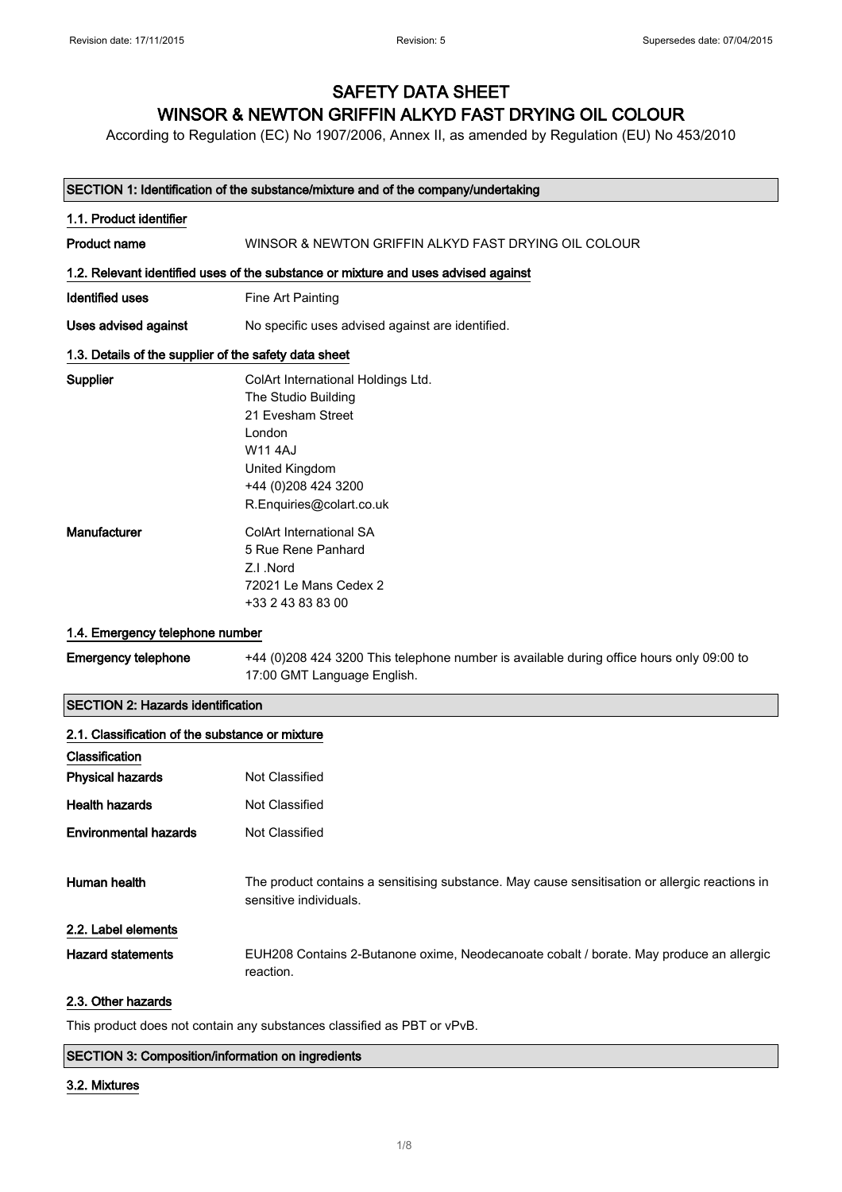# SAFETY DATA SHEET
# WINSOR & NEWTON GRIFFIN ALKYD FAST DRYING OIL COLOUR

According to Regulation (EC) No 1907/2006, Annex II, as amended by Regulation (EU) No 453/2010

Revision date: 17/11/2015 | Revision: 5 | Supersedes date: 07/04/2015

## SECTION 1: Identification of the substance/mixture and of the company/undertaking

### 1.1. Product identifier

**Product name** WINSOR & NEWTON GRIFFIN ALKYD FAST DRYING OIL COLOUR

### 1.2. Relevant identified uses of the substance or mixture and uses advised against

**Identified uses** Fine Art Painting

**Uses advised against** No specific uses advised against are identified.

### 1.3. Details of the supplier of the safety data sheet

**Supplier**
ColArt International Holdings Ltd.
The Studio Building
21 Evesham Street
London
W11 4AJ
United Kingdom
+44 (0)208 424 3200
R.Enquiries@colart.co.uk

**Manufacturer**
ColArt International SA
5 Rue Rene Panhard
Z.I .Nord
72021 Le Mans Cedex 2
+33 2 43 83 83 00

### 1.4. Emergency telephone number

**Emergency telephone** +44 (0)208 424 3200 This telephone number is available during office hours only 09:00 to 17:00 GMT Language English.

## SECTION 2: Hazards identification

### 2.1. Classification of the substance or mixture

**Classification**

**Physical hazards** Not Classified

**Health hazards** Not Classified

**Environmental hazards** Not Classified

**Human health** The product contains a sensitising substance. May cause sensitisation or allergic reactions in sensitive individuals.

### 2.2. Label elements

**Hazard statements** EUH208 Contains 2-Butanone oxime, Neodecanoate cobalt / borate. May produce an allergic reaction.

### 2.3. Other hazards

This product does not contain any substances classified as PBT or vPvB.

## SECTION 3: Composition/information on ingredients

### 3.2. Mixtures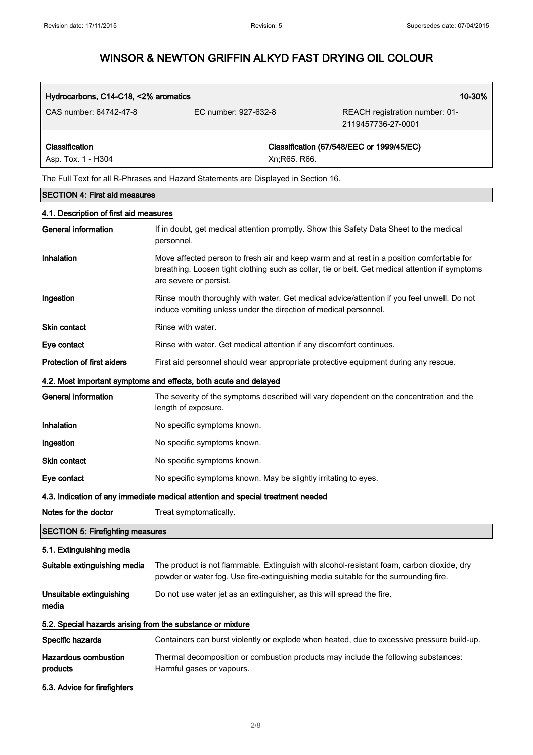| Hydrocarbons, C14-C18, <2% aromatics | | 10-30% |
|---|---|---|
| CAS number: 64742-47-8 | EC number: 927-632-8 | REACH registration number: 01-2119457736-27-0001 |

| Classification | Classification (67/548/EEC or 1999/45/EC) |
|---|---|
| Asp. Tox. 1 - H304 | Xn;R65. R66. |

The Full Text for all R-Phrases and Hazard Statements are Displayed in Section 16.

## SECTION 4: First aid measures

### 4.1. Description of first aid measures

**General information** If in doubt, get medical attention promptly. Show this Safety Data Sheet to the medical personnel.

**Inhalation** Move affected person to fresh air and keep warm and at rest in a position comfortable for breathing. Loosen tight clothing such as collar, tie or belt. Get medical attention if symptoms are severe or persist.

**Ingestion** Rinse mouth thoroughly with water. Get medical advice/attention if you feel unwell. Do not induce vomiting unless under the direction of medical personnel.

**Skin contact** Rinse with water.

**Eye contact** Rinse with water. Get medical attention if any discomfort continues.

**Protection of first aiders** First aid personnel should wear appropriate protective equipment during any rescue.

### 4.2. Most important symptoms and effects, both acute and delayed

**General information** The severity of the symptoms described will vary dependent on the concentration and the length of exposure.

**Inhalation** No specific symptoms known.

**Ingestion** No specific symptoms known.

**Skin contact** No specific symptoms known.

**Eye contact** No specific symptoms known. May be slightly irritating to eyes.

### 4.3. Indication of any immediate medical attention and special treatment needed

**Notes for the doctor** Treat symptomatically.

## SECTION 5: Firefighting measures

### 5.1. Extinguishing media

**Suitable extinguishing media** The product is not flammable. Extinguish with alcohol-resistant foam, carbon dioxide, dry powder or water fog. Use fire-extinguishing media suitable for the surrounding fire.

**Unsuitable extinguishing media** Do not use water jet as an extinguisher, as this will spread the fire.

### 5.2. Special hazards arising from the substance or mixture

**Specific hazards** Containers can burst violently or explode when heated, due to excessive pressure build-up.

**Hazardous combustion products** Thermal decomposition or combustion products may include the following substances: Harmful gases or vapours.

### 5.3. Advice for firefighters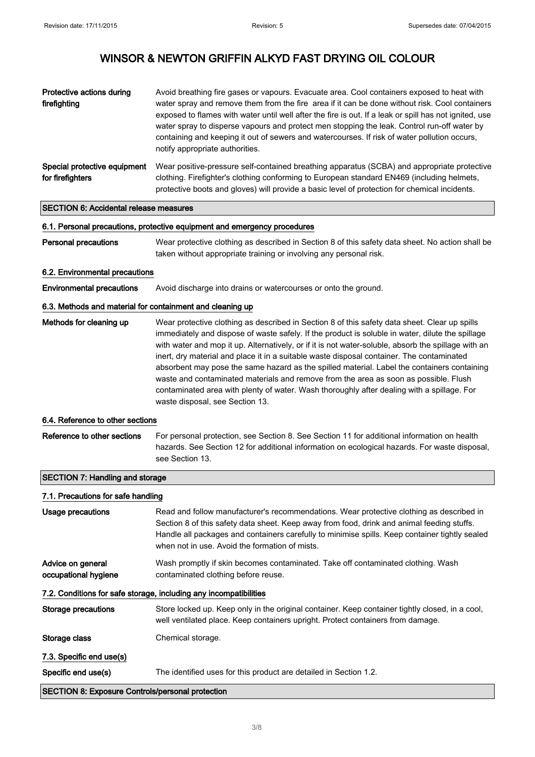# WINSOR & NEWTON GRIFFIN ALKYD FAST DRYING OIL COLOUR

**Protective actions during firefighting**

Avoid breathing fire gases or vapours. Evacuate area. Cool containers exposed to heat with water spray and remove them from the fire area if it can be done without risk. Cool containers exposed to flames with water until well after the fire is out. If a leak or spill has not ignited, use water spray to disperse vapours and protect men stopping the leak. Control run-off water by containing and keeping it out of sewers and watercourses. If risk of water pollution occurs, notify appropriate authorities.

**Special protective equipment for firefighters**

Wear positive-pressure self-contained breathing apparatus (SCBA) and appropriate protective clothing. Firefighter's clothing conforming to European standard EN469 (including helmets, protective boots and gloves) will provide a basic level of protection for chemical incidents.

## SECTION 6: Accidental release measures

### 6.1. Personal precautions, protective equipment and emergency procedures

**Personal precautions**

Wear protective clothing as described in Section 8 of this safety data sheet. No action shall be taken without appropriate training or involving any personal risk.

### 6.2. Environmental precautions

**Environmental precautions**

Avoid discharge into drains or watercourses or onto the ground.

### 6.3. Methods and material for containment and cleaning up

**Methods for cleaning up**

Wear protective clothing as described in Section 8 of this safety data sheet. Clear up spills immediately and dispose of waste safely. If the product is soluble in water, dilute the spillage with water and mop it up. Alternatively, or if it is not water-soluble, absorb the spillage with an inert, dry material and place it in a suitable waste disposal container. The contaminated absorbent may pose the same hazard as the spilled material. Label the containers containing waste and contaminated materials and remove from the area as soon as possible. Flush contaminated area with plenty of water. Wash thoroughly after dealing with a spillage. For waste disposal, see Section 13.

### 6.4. Reference to other sections

**Reference to other sections**

For personal protection, see Section 8. See Section 11 for additional information on health hazards. See Section 12 for additional information on ecological hazards. For waste disposal, see Section 13.

## SECTION 7: Handling and storage

### 7.1. Precautions for safe handling

**Usage precautions**

Read and follow manufacturer's recommendations. Wear protective clothing as described in Section 8 of this safety data sheet. Keep away from food, drink and animal feeding stuffs. Handle all packages and containers carefully to minimise spills. Keep container tightly sealed when not in use. Avoid the formation of mists.

**Advice on general occupational hygiene**

Wash promptly if skin becomes contaminated. Take off contaminated clothing. Wash contaminated clothing before reuse.

### 7.2. Conditions for safe storage, including any incompatibilities

**Storage precautions**

Store locked up. Keep only in the original container. Keep container tightly closed, in a cool, well ventilated place. Keep containers upright. Protect containers from damage.

**Storage class**

Chemical storage.

### 7.3. Specific end use(s)

**Specific end use(s)**

The identified uses for this product are detailed in Section 1.2.

## SECTION 8: Exposure Controls/personal protection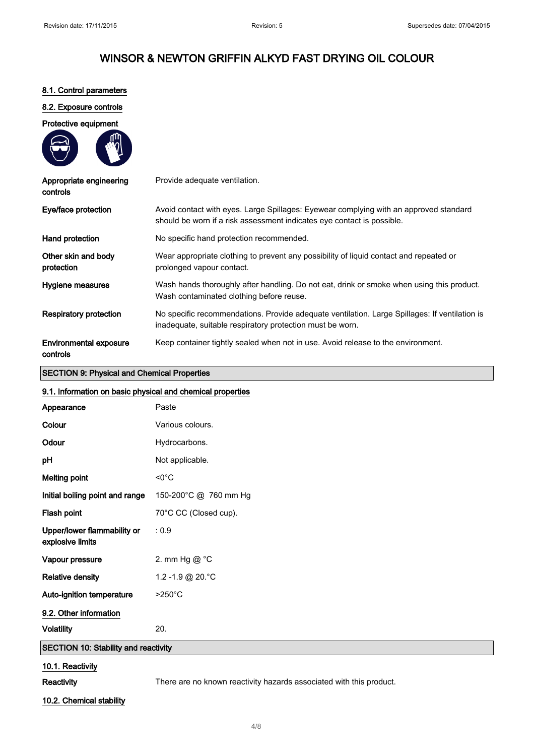# WINSOR & NEWTON GRIFFIN ALKYD FAST DRYING OIL COLOUR

### 8.1. Control parameters

### 8.2. Exposure controls

**Protective equipment**

| | |
|---|---|
| **Appropriate engineering controls** | Provide adequate ventilation. |
| **Eye/face protection** | Avoid contact with eyes. Large Spillages: Eyewear complying with an approved standard should be worn if a risk assessment indicates eye contact is possible. |
| **Hand protection** | No specific hand protection recommended. |
| **Other skin and body protection** | Wear appropriate clothing to prevent any possibility of liquid contact and repeated or prolonged vapour contact. |
| **Hygiene measures** | Wash hands thoroughly after handling. Do not eat, drink or smoke when using this product. Wash contaminated clothing before reuse. |
| **Respiratory protection** | No specific recommendations. Provide adequate ventilation. Large Spillages: If ventilation is inadequate, suitable respiratory protection must be worn. |
| **Environmental exposure controls** | Keep container tightly sealed when not in use. Avoid release to the environment. |

## SECTION 9: Physical and Chemical Properties

### 9.1. Information on basic physical and chemical properties

| | |
|---|---|
| **Appearance** | Paste |
| **Colour** | Various colours. |
| **Odour** | Hydrocarbons. |
| **pH** | Not applicable. |
| **Melting point** | <0°C |
| **Initial boiling point and range** | 150-200°C @ 760 mm Hg |
| **Flash point** | 70°C CC (Closed cup). |
| **Upper/lower flammability or explosive limits** | : 0.9 |
| **Vapour pressure** | 2. mm Hg @ °C |
| **Relative density** | 1.2 -1.9 @ 20.°C |
| **Auto-ignition temperature** | >250°C |

### 9.2. Other information

| | |
|---|---|
| **Volatility** | 20. |

## SECTION 10: Stability and reactivity

### 10.1. Reactivity

| | |
|---|---|
| **Reactivity** | There are no known reactivity hazards associated with this product. |

### 10.2. Chemical stability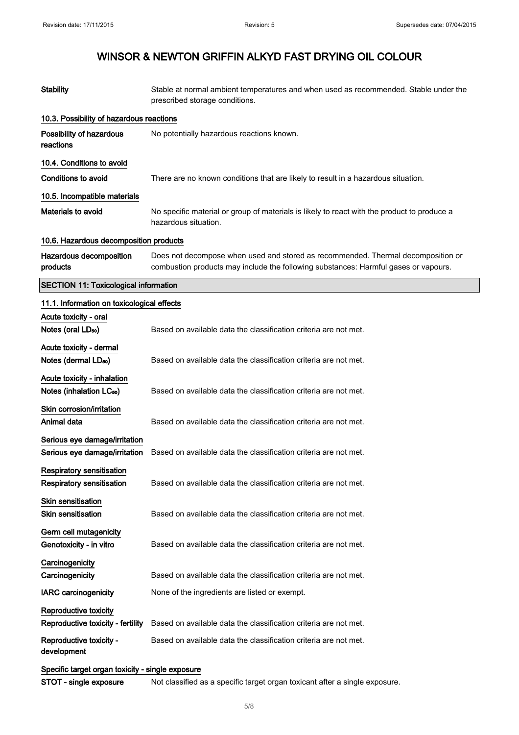| | |
|---|---|
| **Stability** | Stable at normal ambient temperatures and when used as recommended. Stable under the prescribed storage conditions. |

### 10.3. Possibility of hazardous reactions

| | |
|---|---|
| **Possibility of hazardous reactions** | No potentially hazardous reactions known. |

### 10.4. Conditions to avoid

| | |
|---|---|
| **Conditions to avoid** | There are no known conditions that are likely to result in a hazardous situation. |

### 10.5. Incompatible materials

| | |
|---|---|
| **Materials to avoid** | No specific material or group of materials is likely to react with the product to produce a hazardous situation. |

### 10.6. Hazardous decomposition products

| | |
|---|---|
| **Hazardous decomposition products** | Does not decompose when used and stored as recommended. Thermal decomposition or combustion products may include the following substances: Harmful gases or vapours. |

## SECTION 11: Toxicological information

### 11.1. Information on toxicological effects

**Acute toxicity - oral**

| | |
|---|---|
| **Notes (oral $LD_{50}$)** | Based on available data the classification criteria are not met. |

**Acute toxicity - dermal**

| | |
|---|---|
| **Notes (dermal $LD_{50}$)** | Based on available data the classification criteria are not met. |

**Acute toxicity - inhalation**

| | |
|---|---|
| **Notes (inhalation $LC_{50}$)** | Based on available data the classification criteria are not met. |

**Skin corrosion/irritation**

| | |
|---|---|
| **Animal data** | Based on available data the classification criteria are not met. |

**Serious eye damage/irritation**

| | |
|---|---|
| **Serious eye damage/irritation** | Based on available data the classification criteria are not met. |

**Respiratory sensitisation**

| | |
|---|---|
| **Respiratory sensitisation** | Based on available data the classification criteria are not met. |

**Skin sensitisation**

| | |
|---|---|
| **Skin sensitisation** | Based on available data the classification criteria are not met. |

**Germ cell mutagenicity**

| | |
|---|---|
| **Genotoxicity - in vitro** | Based on available data the classification criteria are not met. |

**Carcinogenicity**

| | |
|---|---|
| **Carcinogenicity** | Based on available data the classification criteria are not met. |
| **IARC carcinogenicity** | None of the ingredients are listed or exempt. |

**Reproductive toxicity**

| | |
|---|---|
| **Reproductive toxicity - fertility** | Based on available data the classification criteria are not met. |
| **Reproductive toxicity - development** | Based on available data the classification criteria are not met. |

**Specific target organ toxicity - single exposure**

| | |
|---|---|
| **STOT - single exposure** | Not classified as a specific target organ toxicant after a single exposure. |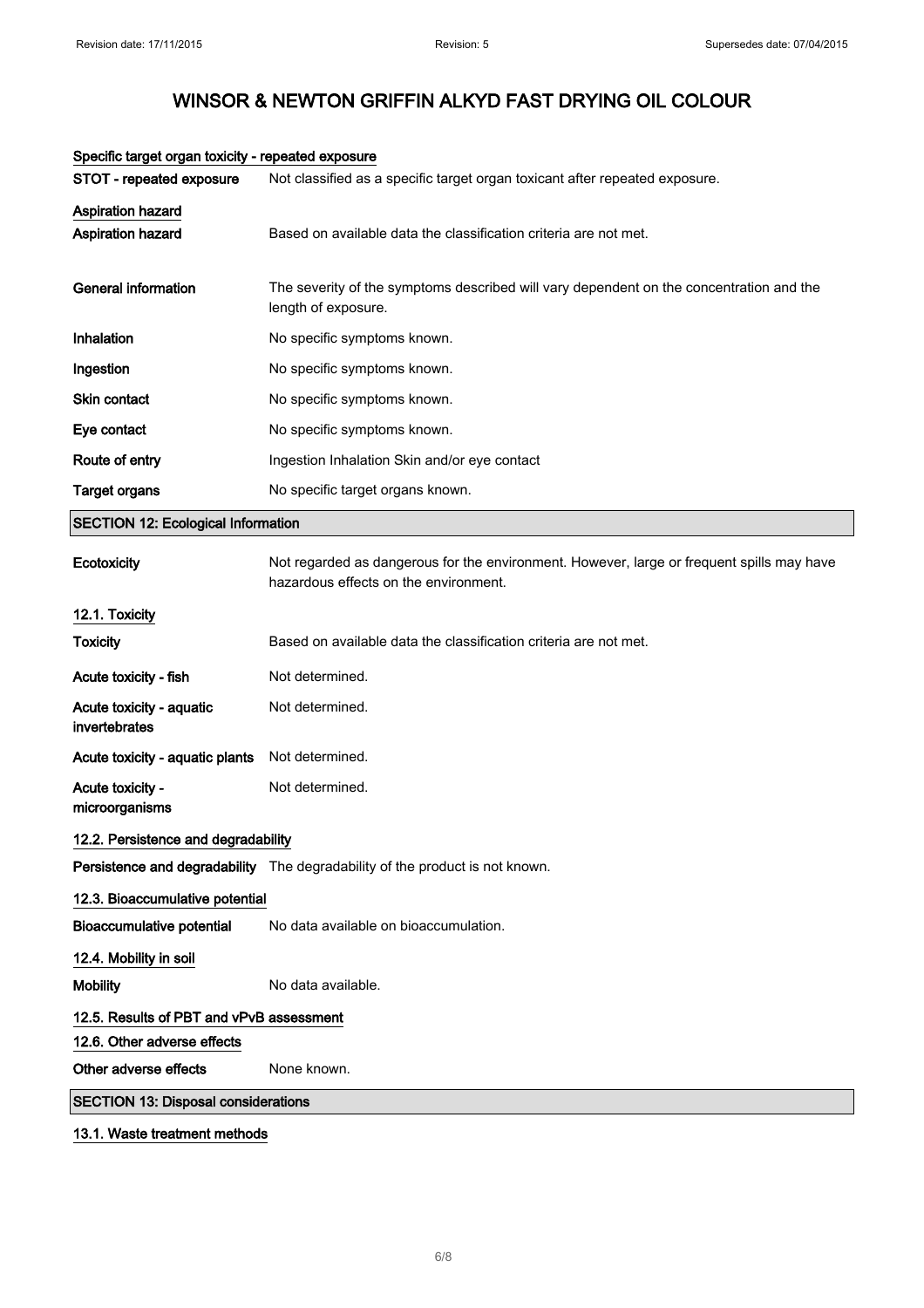### Specific target organ toxicity - repeated exposure

| | |
|---|---|
| **STOT - repeated exposure** | Not classified as a specific target organ toxicant after repeated exposure. |

### Aspiration hazard

| | |
|---|---|
| **Aspiration hazard** | Based on available data the classification criteria are not met. |
| **General information** | The severity of the symptoms described will vary dependent on the concentration and the length of exposure. |
| **Inhalation** | No specific symptoms known. |
| **Ingestion** | No specific symptoms known. |
| **Skin contact** | No specific symptoms known. |
| **Eye contact** | No specific symptoms known. |
| **Route of entry** | Ingestion Inhalation Skin and/or eye contact |
| **Target organs** | No specific target organs known. |

## SECTION 12: Ecological Information

| | |
|---|---|
| **Ecotoxicity** | Not regarded as dangerous for the environment. However, large or frequent spills may have hazardous effects on the environment. |

### 12.1. Toxicity

| | |
|---|---|
| **Toxicity** | Based on available data the classification criteria are not met. |
| **Acute toxicity - fish** | Not determined. |
| **Acute toxicity - aquatic invertebrates** | Not determined. |
| **Acute toxicity - aquatic plants** | Not determined. |
| **Acute toxicity - microorganisms** | Not determined. |

### 12.2. Persistence and degradability

| | |
|---|---|
| **Persistence and degradability** | The degradability of the product is not known. |

### 12.3. Bioaccumulative potential

| | |
|---|---|
| **Bioaccumulative potential** | No data available on bioaccumulation. |

### 12.4. Mobility in soil

| | |
|---|---|
| **Mobility** | No data available. |

### 12.5. Results of PBT and vPvB assessment

### 12.6. Other adverse effects

| | |
|---|---|
| **Other adverse effects** | None known. |

## SECTION 13: Disposal considerations

### 13.1. Waste treatment methods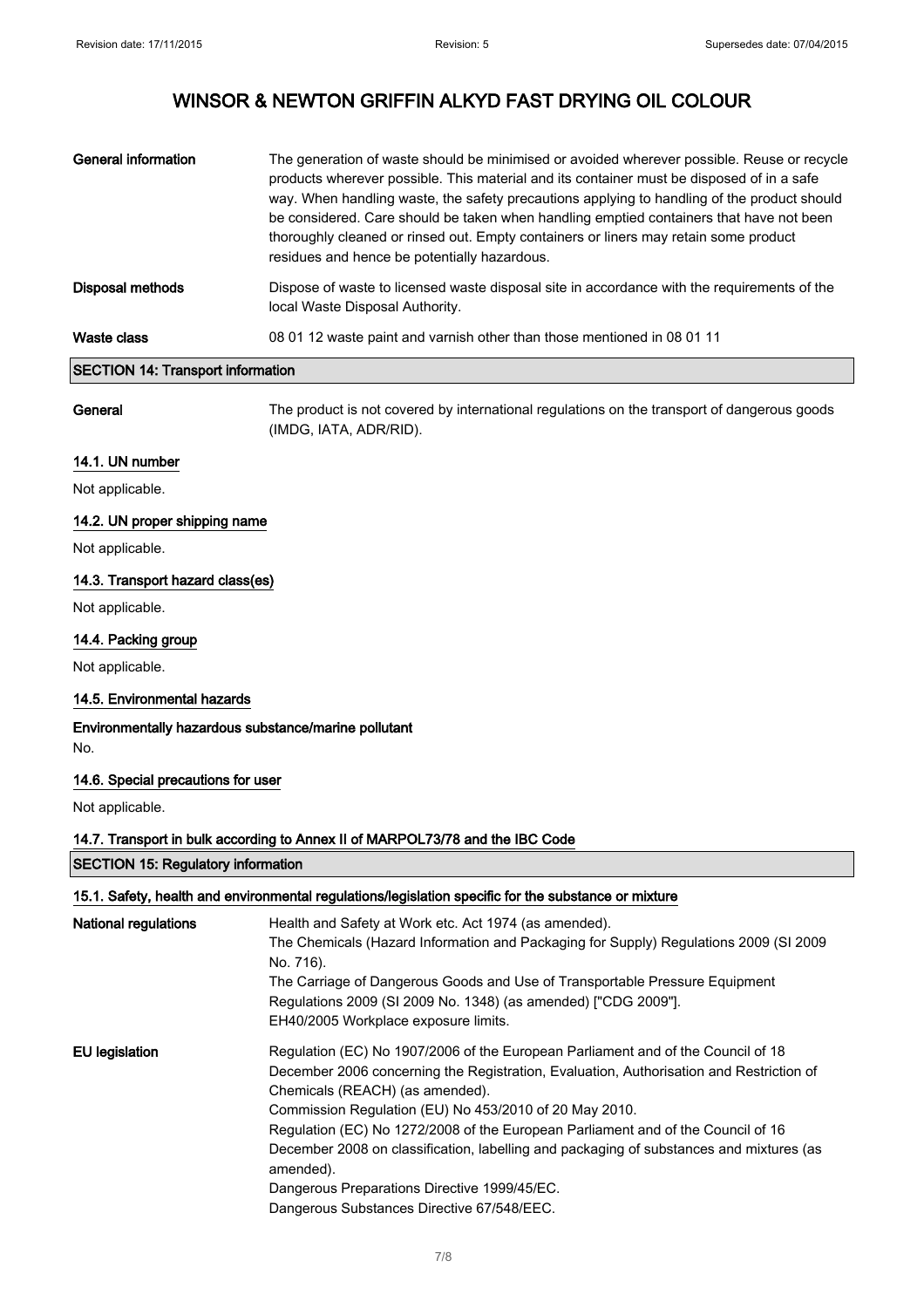| | |
|---|---|
| **General information** | The generation of waste should be minimised or avoided wherever possible. Reuse or recycle products wherever possible. This material and its container must be disposed of in a safe way. When handling waste, the safety precautions applying to handling of the product should be considered. Care should be taken when handling emptied containers that have not been thoroughly cleaned or rinsed out. Empty containers or liners may retain some product residues and hence be potentially hazardous. |
| **Disposal methods** | Dispose of waste to licensed waste disposal site in accordance with the requirements of the local Waste Disposal Authority. |
| **Waste class** | 08 01 12 waste paint and varnish other than those mentioned in 08 01 11 |

## SECTION 14: Transport information

| | |
|---|---|
| **General** | The product is not covered by international regulations on the transport of dangerous goods (IMDG, IATA, ADR/RID). |

### 14.1. UN number

Not applicable.

### 14.2. UN proper shipping name

Not applicable.

### 14.3. Transport hazard class(es)

Not applicable.

### 14.4. Packing group

Not applicable.

### 14.5. Environmental hazards

**Environmentally hazardous substance/marine pollutant**

No.

### 14.6. Special precautions for user

Not applicable.

### 14.7. Transport in bulk according to Annex II of MARPOL73/78 and the IBC Code

## SECTION 15: Regulatory information

### 15.1. Safety, health and environmental regulations/legislation specific for the substance or mixture

| | |
|---|---|
| **National regulations** | Health and Safety at Work etc. Act 1974 (as amended).<br>The Chemicals (Hazard Information and Packaging for Supply) Regulations 2009 (SI 2009 No. 716).<br>The Carriage of Dangerous Goods and Use of Transportable Pressure Equipment Regulations 2009 (SI 2009 No. 1348) (as amended) ["CDG 2009"].<br>EH40/2005 Workplace exposure limits. |
| **EU legislation** | Regulation (EC) No 1907/2006 of the European Parliament and of the Council of 18 December 2006 concerning the Registration, Evaluation, Authorisation and Restriction of Chemicals (REACH) (as amended).<br>Commission Regulation (EU) No 453/2010 of 20 May 2010.<br>Regulation (EC) No 1272/2008 of the European Parliament and of the Council of 16 December 2008 on classification, labelling and packaging of substances and mixtures (as amended).<br>Dangerous Preparations Directive 1999/45/EC.<br>Dangerous Substances Directive 67/548/EEC. |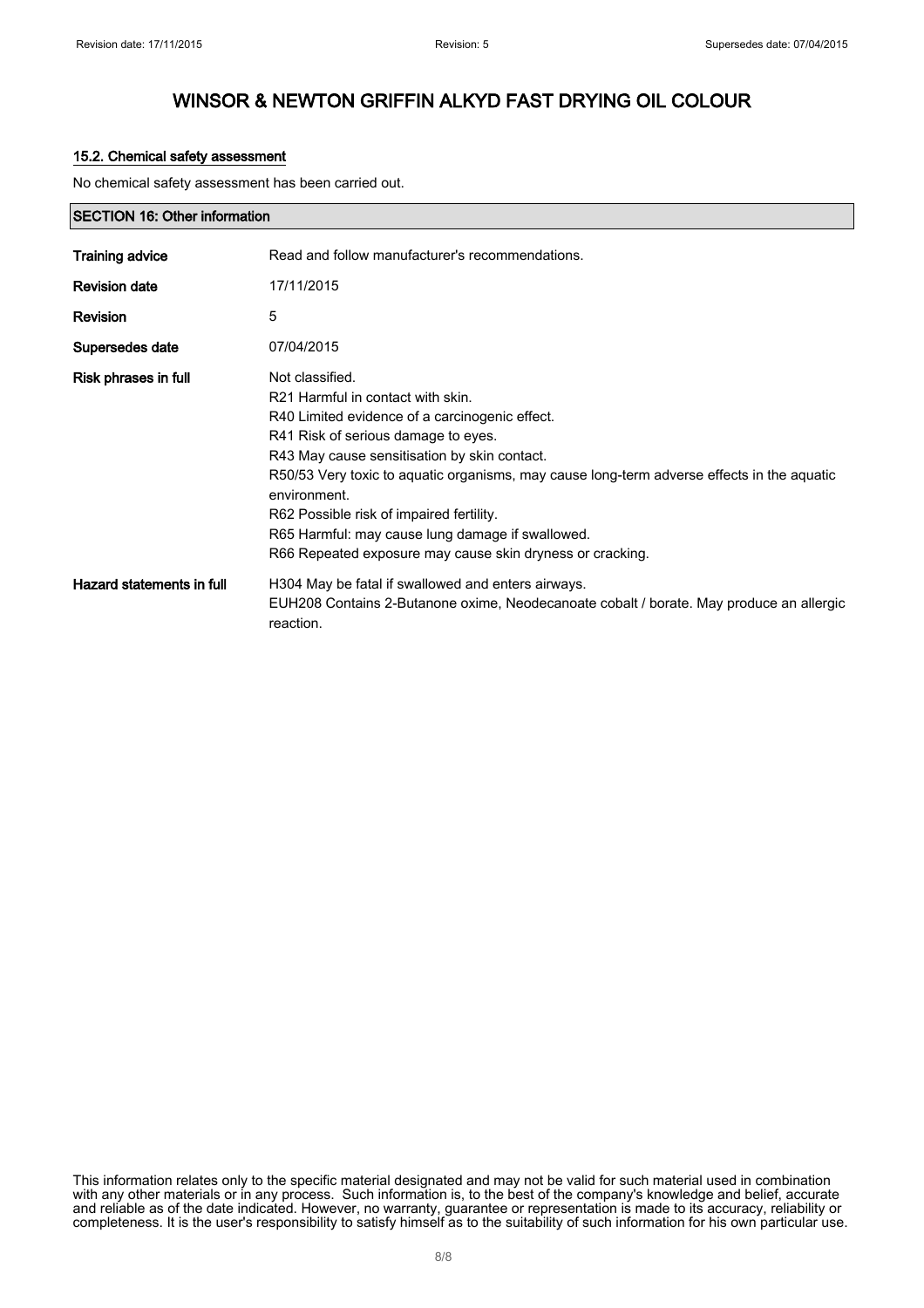#### 15.2. Chemical safety assessment

No chemical safety assessment has been carried out.

## SECTION 16: Other information

| | |
|---|---|
| **Training advice** | Read and follow manufacturer's recommendations. |
| **Revision date** | 17/11/2015 |
| **Revision** | 5 |
| **Supersedes date** | 07/04/2015 |
| **Risk phrases in full** | Not classified.<br>R21 Harmful in contact with skin.<br>R40 Limited evidence of a carcinogenic effect.<br>R41 Risk of serious damage to eyes.<br>R43 May cause sensitisation by skin contact.<br>R50/53 Very toxic to aquatic organisms, may cause long-term adverse effects in the aquatic environment.<br>R62 Possible risk of impaired fertility.<br>R65 Harmful: may cause lung damage if swallowed.<br>R66 Repeated exposure may cause skin dryness or cracking. |
| **Hazard statements in full** | H304 May be fatal if swallowed and enters airways.<br>EUH208 Contains 2-Butanone oxime, Neodecanoate cobalt / borate. May produce an allergic reaction. |

This information relates only to the specific material designated and may not be valid for such material used in combination with any other materials or in any process. Such information is, to the best of the company's knowledge and belief, accurate and reliable as of the date indicated. However, no warranty, guarantee or representation is made to its accuracy, reliability or completeness. It is the user's responsibility to satisfy himself as to the suitability of such information for his own particular use.